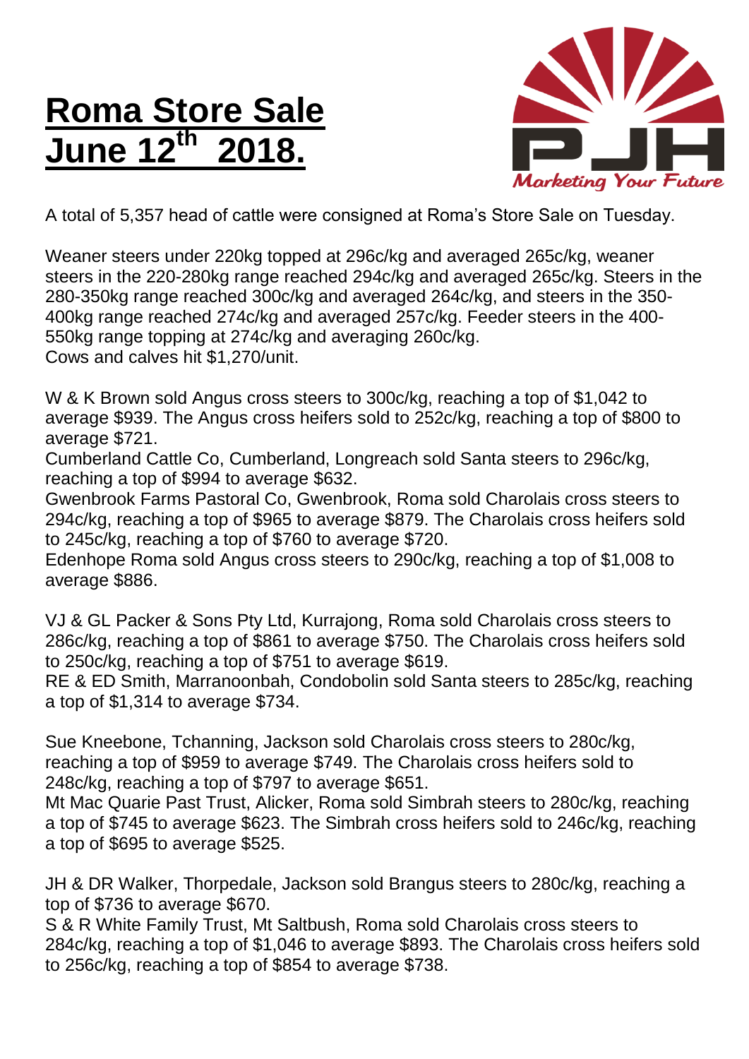# Roma Store Sale June 12th 2018.

A total of 5,357 head of cattle were consigned at Roma's Store Sale on Tuesday.

Weaner steers under 220kg topped at 296c/kg and averaged 265c/kg, weaner steers in the 220-280kg range reached 294c/kg and averaged 265c/kg. Steers in the 280-350kg range reached 300c/kg and averaged 264c/kg, and steers in the 350-400kg range reached 274c/kg and averaged 257c/kg. Feeder steers in the 400-550kg range topping at 274c/kg and averaging 260c/kg.
Cows and calves hit $1,270/unit.

W & K Brown sold Angus cross steers to 300c/kg, reaching a top of $1,042 to average $939. The Angus cross heifers sold to 252c/kg, reaching a top of $800 to average $721.
Cumberland Cattle Co, Cumberland, Longreach sold Santa steers to 296c/kg, reaching a top of $994 to average $632.
Gwenbrook Farms Pastoral Co, Gwenbrook, Roma sold Charolais cross steers to 294c/kg, reaching a top of $965 to average $879. The Charolais cross heifers sold to 245c/kg, reaching a top of $760 to average $720.
Edenhope Roma sold Angus cross steers to 290c/kg, reaching a top of $1,008 to average $886.

VJ & GL Packer & Sons Pty Ltd, Kurrajong, Roma sold Charolais cross steers to 286c/kg, reaching a top of $861 to average $750. The Charolais cross heifers sold to 250c/kg, reaching a top of $751 to average $619.
RE & ED Smith, Marranoonbah, Condobolin sold Santa steers to 285c/kg, reaching a top of $1,314 to average $734.

Sue Kneebone, Tchanning, Jackson sold Charolais cross steers to 280c/kg, reaching a top of $959 to average $749. The Charolais cross heifers sold to 248c/kg, reaching a top of $797 to average $651.
Mt Mac Quarie Past Trust, Alicker, Roma sold Simbrah steers to 280c/kg, reaching a top of $745 to average $623. The Simbrah cross heifers sold to 246c/kg, reaching a top of $695 to average $525.

JH & DR Walker, Thorpedale, Jackson sold Brangus steers to 280c/kg, reaching a top of $736 to average $670.
S & R White Family Trust, Mt Saltbush, Roma sold Charolais cross steers to 284c/kg, reaching a top of $1,046 to average $893. The Charolais cross heifers sold to 256c/kg, reaching a top of $854 to average $738.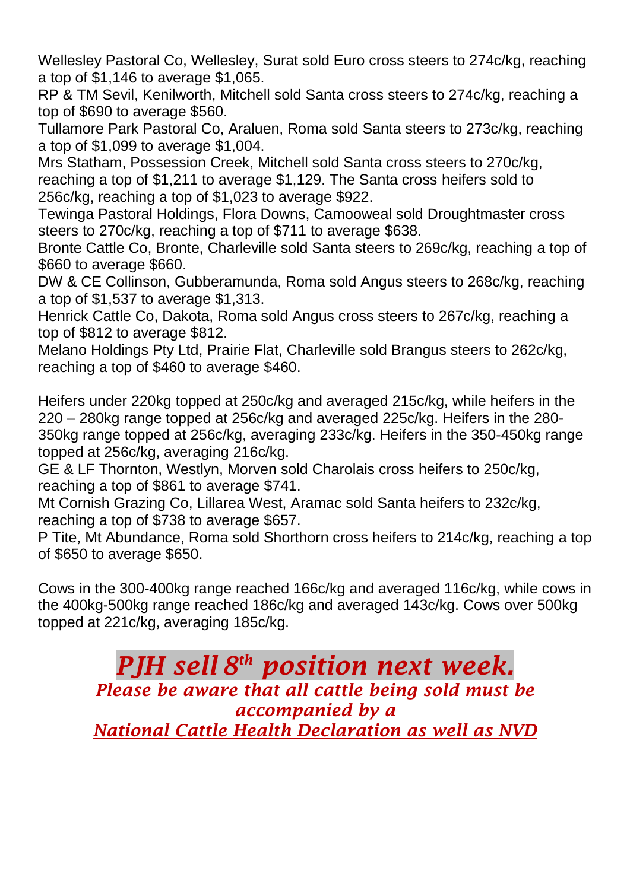Wellesley Pastoral Co, Wellesley, Surat sold Euro cross steers to 274c/kg, reaching a top of $1,146 to average $1,065.
RP & TM Sevil, Kenilworth, Mitchell sold Santa cross steers to 274c/kg, reaching a top of $690 to average $560.
Tullamore Park Pastoral Co, Araluen, Roma sold Santa steers to 273c/kg, reaching a top of $1,099 to average $1,004.
Mrs Statham, Possession Creek, Mitchell sold Santa cross steers to 270c/kg, reaching a top of $1,211 to average $1,129. The Santa cross heifers sold to 256c/kg, reaching a top of $1,023 to average $922.
Tewinga Pastoral Holdings, Flora Downs, Camooweal sold Droughtmaster cross steers to 270c/kg, reaching a top of $711 to average $638.
Bronte Cattle Co, Bronte, Charleville sold Santa steers to 269c/kg, reaching a top of $660 to average $660.
DW & CE Collinson, Gubberamunda, Roma sold Angus steers to 268c/kg, reaching a top of $1,537 to average $1,313.
Henrick Cattle Co, Dakota, Roma sold Angus cross steers to 267c/kg, reaching a top of $812 to average $812.
Melano Holdings Pty Ltd, Prairie Flat, Charleville sold Brangus steers to 262c/kg, reaching a top of $460 to average $460.

Heifers under 220kg topped at 250c/kg and averaged 215c/kg, while heifers in the 220 – 280kg range topped at 256c/kg and averaged 225c/kg. Heifers in the 280-350kg range topped at 256c/kg, averaging 233c/kg. Heifers in the 350-450kg range topped at 256c/kg, averaging 216c/kg.
GE & LF Thornton, Westlyn, Morven sold Charolais cross heifers to 250c/kg, reaching a top of $861 to average $741.
Mt Cornish Grazing Co, Lillarea West, Aramac sold Santa heifers to 232c/kg, reaching a top of $738 to average $657.
P Tite, Mt Abundance, Roma sold Shorthorn cross heifers to 214c/kg, reaching a top of $650 to average $650.

Cows in the 300-400kg range reached 166c/kg and averaged 116c/kg, while cows in the 400kg-500kg range reached 186c/kg and averaged 143c/kg. Cows over 500kg topped at 221c/kg, averaging 185c/kg.

## ***PJH sell 8th position next week.***

***Please be aware that all cattle being sold must be accompanied by a National Cattle Health Declaration as well as NVD***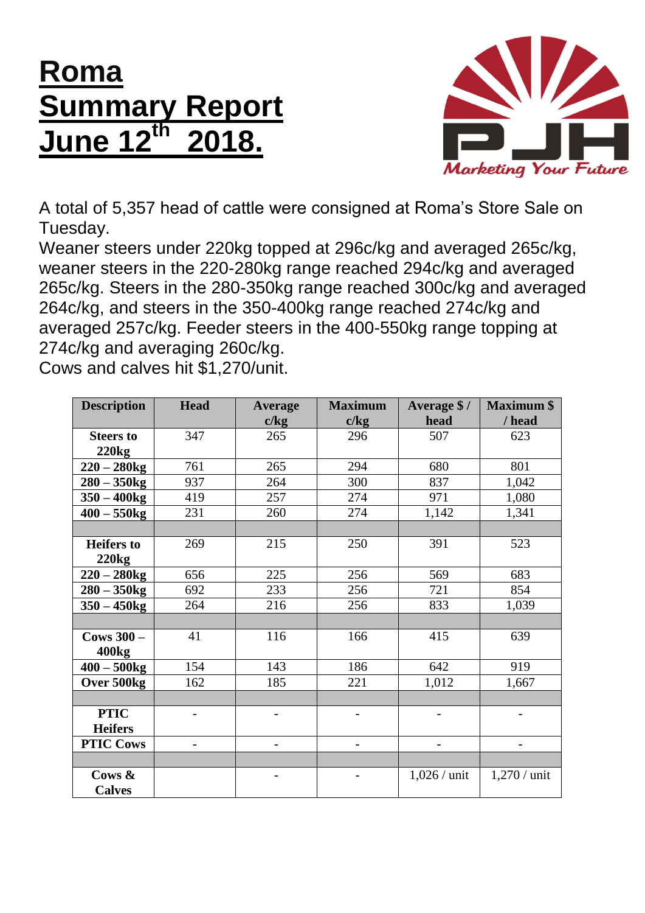# Roma Summary Report June 12th 2018.

PJH
*Marketing Your Future*

A total of 5,357 head of cattle were consigned at Roma's Store Sale on Tuesday.

Weaner steers under 220kg topped at 296c/kg and averaged 265c/kg, weaner steers in the 220-280kg range reached 294c/kg and averaged 265c/kg. Steers in the 280-350kg range reached 300c/kg and averaged 264c/kg, and steers in the 350-400kg range reached 274c/kg and averaged 257c/kg. Feeder steers in the 400-550kg range topping at 274c/kg and averaging 260c/kg.

Cows and calves hit $1,270/unit.

| Description | Head | Average c/kg | Maximum c/kg | Average $ / head | Maximum $ / head |
|---|---|---|---|---|---|
| **Steers to 220kg** | 347 | 265 | 296 | 507 | 623 |
| **220 – 280kg** | 761 | 265 | 294 | 680 | 801 |
| **280 – 350kg** | 937 | 264 | 300 | 837 | 1,042 |
| **350 – 400kg** | 419 | 257 | 274 | 971 | 1,080 |
| **400 – 550kg** | 231 | 260 | 274 | 1,142 | 1,341 |
| | | | | | |
| **Heifers to 220kg** | 269 | 215 | 250 | 391 | 523 |
| **220 – 280kg** | 656 | 225 | 256 | 569 | 683 |
| **280 – 350kg** | 692 | 233 | 256 | 721 | 854 |
| **350 – 450kg** | 264 | 216 | 256 | 833 | 1,039 |
| | | | | | |
| **Cows 300 – 400kg** | 41 | 116 | 166 | 415 | 639 |
| **400 – 500kg** | 154 | 143 | 186 | 642 | 919 |
| **Over 500kg** | 162 | 185 | 221 | 1,012 | 1,667 |
| | | | | | |
| **PTIC Heifers** | - | - | - | - | - |
| **PTIC Cows** | - | - | - | - | - |
| | | | | | |
| **Cows & Calves** | | - | - | 1,026 / unit | 1,270 / unit |